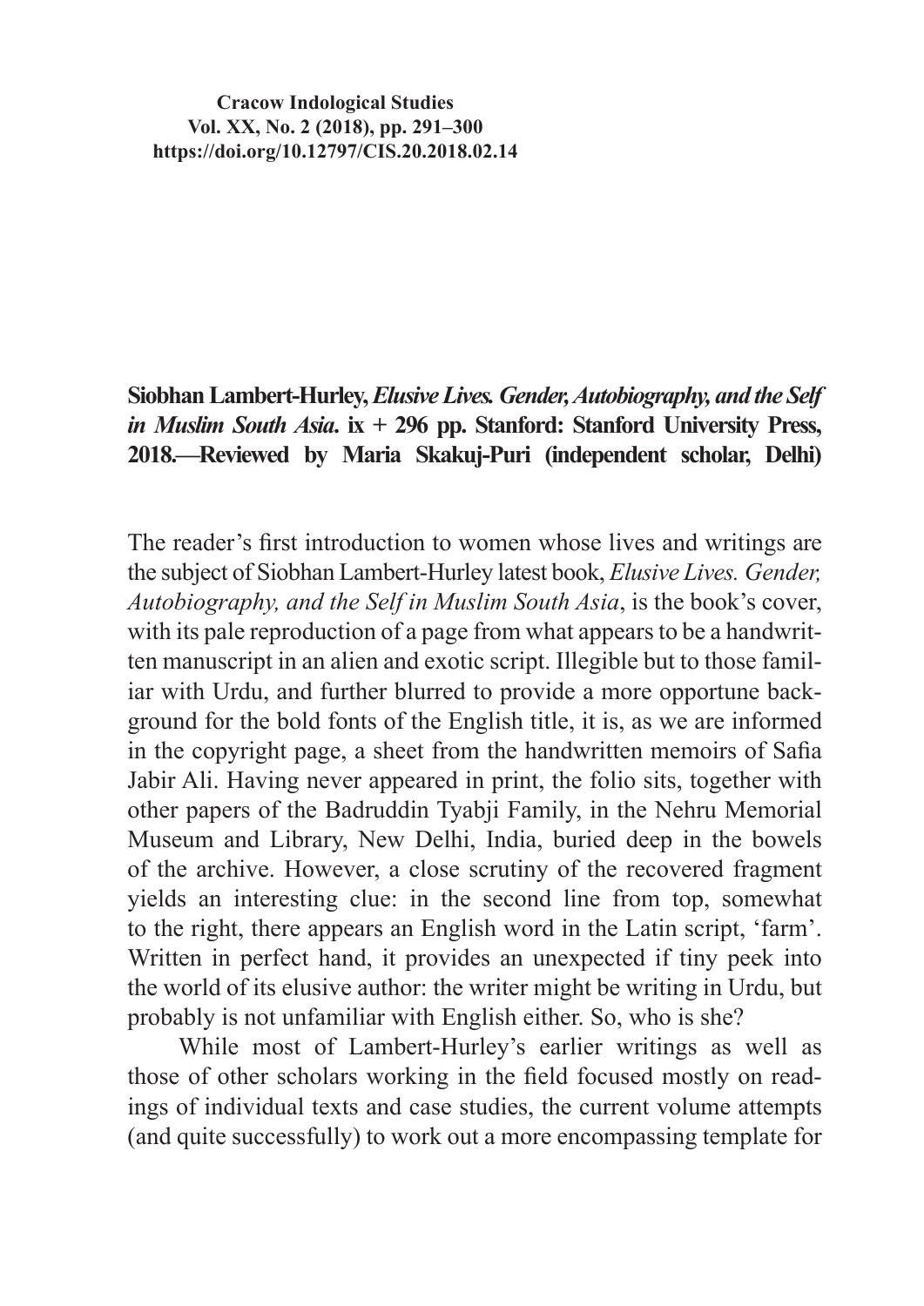Cracow Indological Studies
Vol. XX, No. 2 (2018), pp. 291–300
https://doi.org/10.12797/CIS.20.2018.02.14

**Siobhan Lambert-Hurley, *Elusive Lives. Gender, Autobiography, and the Self in Muslim South Asia*. ix + 296 pp. Stanford: Stanford University Press, 2018.—Reviewed by Maria Skakuj-Puri (independent scholar, Delhi)**

The reader's first introduction to women whose lives and writings are the subject of Siobhan Lambert-Hurley latest book, *Elusive Lives. Gender, Autobiography, and the Self in Muslim South Asia*, is the book's cover, with its pale reproduction of a page from what appears to be a handwritten manuscript in an alien and exotic script. Illegible but to those familiar with Urdu, and further blurred to provide a more opportune background for the bold fonts of the English title, it is, as we are informed in the copyright page, a sheet from the handwritten memoirs of Safia Jabir Ali. Having never appeared in print, the folio sits, together with other papers of the Badruddin Tyabji Family, in the Nehru Memorial Museum and Library, New Delhi, India, buried deep in the bowels of the archive. However, a close scrutiny of the recovered fragment yields an interesting clue: in the second line from top, somewhat to the right, there appears an English word in the Latin script, 'farm'. Written in perfect hand, it provides an unexpected if tiny peek into the world of its elusive author: the writer might be writing in Urdu, but probably is not unfamiliar with English either. So, who is she?

While most of Lambert-Hurley's earlier writings as well as those of other scholars working in the field focused mostly on readings of individual texts and case studies, the current volume attempts (and quite successfully) to work out a more encompassing template for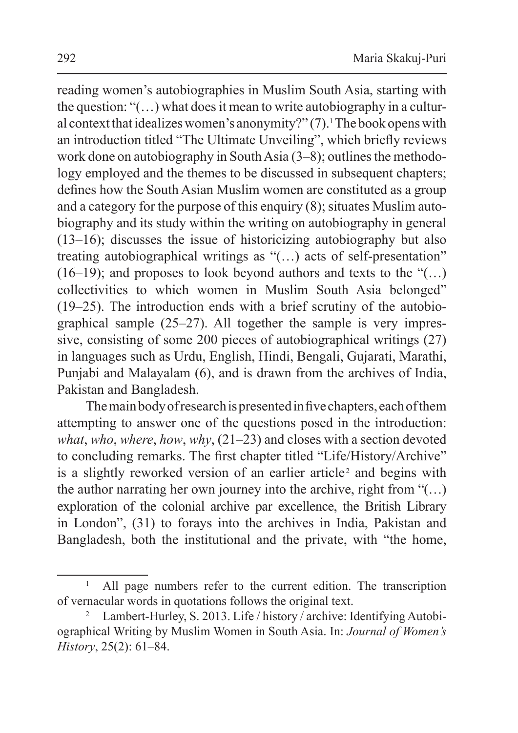reading women's autobiographies in Muslim South Asia, starting with the question: "(…) what does it mean to write autobiography in a cultural context that idealizes women's anonymity?" (7).[1] The book opens with an introduction titled "The Ultimate Unveiling", which briefly reviews work done on autobiography in South Asia (3–8); outlines the methodology employed and the themes to be discussed in subsequent chapters; defines how the South Asian Muslim women are constituted as a group and a category for the purpose of this enquiry (8); situates Muslim autobiography and its study within the writing on autobiography in general (13–16); discusses the issue of historicizing autobiography but also treating autobiographical writings as "(…) acts of self-presentation" (16–19); and proposes to look beyond authors and texts to the "(…) collectivities to which women in Muslim South Asia belonged" (19–25). The introduction ends with a brief scrutiny of the autobiographical sample (25–27). All together the sample is very impressive, consisting of some 200 pieces of autobiographical writings (27) in languages such as Urdu, English, Hindi, Bengali, Gujarati, Marathi, Punjabi and Malayalam (6), and is drawn from the archives of India, Pakistan and Bangladesh.

The main body of research is presented in five chapters, each of them attempting to answer one of the questions posed in the introduction: *what*, *who*, *where*, *how*, *why*, (21–23) and closes with a section devoted to concluding remarks. The first chapter titled "Life/History/Archive" is a slightly reworked version of an earlier article[2] and begins with the author narrating her own journey into the archive, right from "(…) exploration of the colonial archive par excellence, the British Library in London", (31) to forays into the archives in India, Pakistan and Bangladesh, both the institutional and the private, with "the home,

---

[1] All page numbers refer to the current edition. The transcription of vernacular words in quotations follows the original text.

[2] Lambert-Hurley, S. 2013. Life / history / archive: Identifying Autobiographical Writing by Muslim Women in South Asia. In: *Journal of Women's History*, 25(2): 61–84.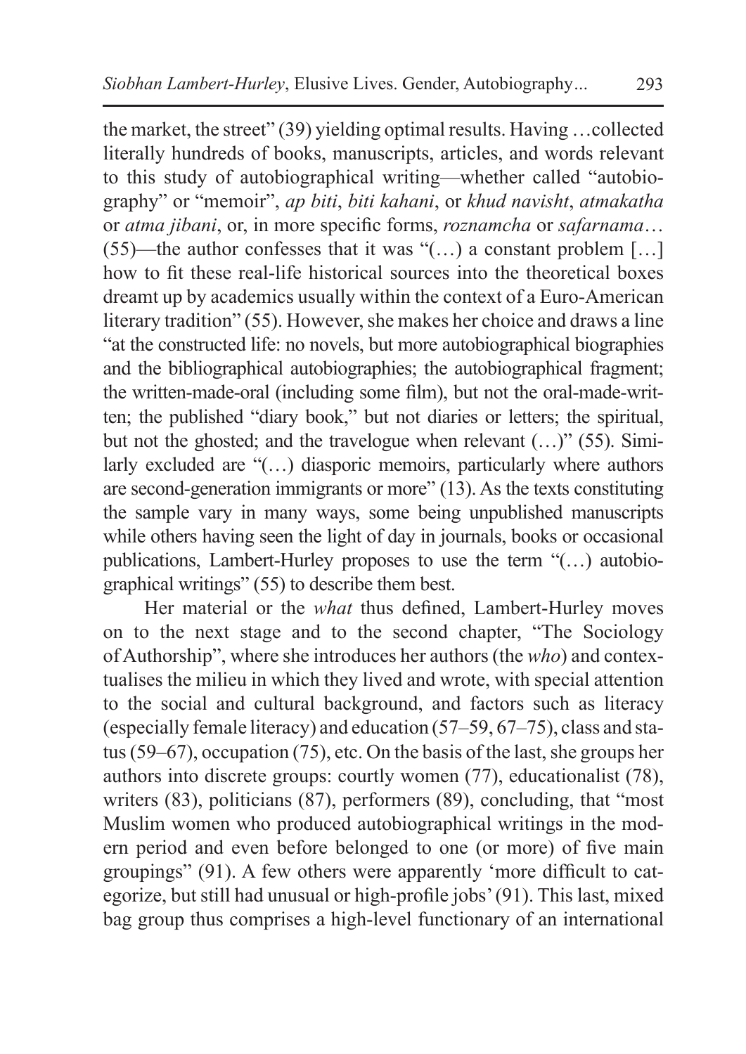the market, the street" (39) yielding optimal results. Having …collected literally hundreds of books, manuscripts, articles, and words relevant to this study of autobiographical writing—whether called "autobiography" or "memoir", *ap biti*, *biti kahani*, or *khud navisht*, *atmakatha* or *atma jibani*, or, in more specific forms, *roznamcha* or *safarnama*… (55)—the author confesses that it was "(…) a constant problem […] how to fit these real-life historical sources into the theoretical boxes dreamt up by academics usually within the context of a Euro-American literary tradition" (55). However, she makes her choice and draws a line "at the constructed life: no novels, but more autobiographical biographies and the bibliographical autobiographies; the autobiographical fragment; the written-made-oral (including some film), but not the oral-made-written; the published "diary book," but not diaries or letters; the spiritual, but not the ghosted; and the travelogue when relevant (…)" (55). Similarly excluded are "(…) diasporic memoirs, particularly where authors are second-generation immigrants or more" (13). As the texts constituting the sample vary in many ways, some being unpublished manuscripts while others having seen the light of day in journals, books or occasional publications, Lambert-Hurley proposes to use the term "(…) autobiographical writings" (55) to describe them best.

Her material or the *what* thus defined, Lambert-Hurley moves on to the next stage and to the second chapter, "The Sociology of Authorship", where she introduces her authors (the *who*) and contextualises the milieu in which they lived and wrote, with special attention to the social and cultural background, and factors such as literacy (especially female literacy) and education (57–59, 67–75), class and status (59–67), occupation (75), etc. On the basis of the last, she groups her authors into discrete groups: courtly women (77), educationalist (78), writers (83), politicians (87), performers (89), concluding, that "most Muslim women who produced autobiographical writings in the modern period and even before belonged to one (or more) of five main groupings" (91). A few others were apparently 'more difficult to categorize, but still had unusual or high-profile jobs' (91). This last, mixed bag group thus comprises a high-level functionary of an international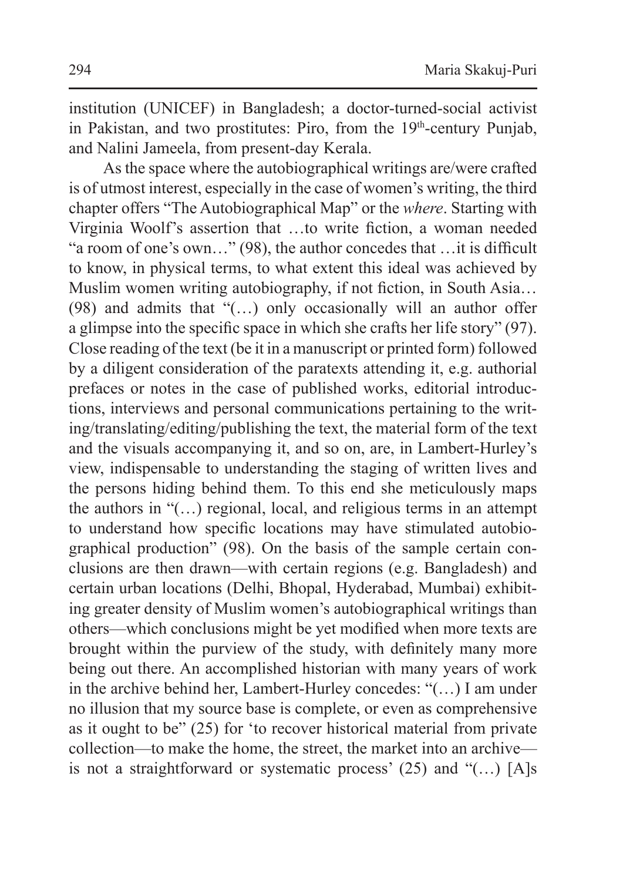institution (UNICEF) in Bangladesh; a doctor-turned-social activist in Pakistan, and two prostitutes: Piro, from the 19th-century Punjab, and Nalini Jameela, from present-day Kerala.

As the space where the autobiographical writings are/were crafted is of utmost interest, especially in the case of women's writing, the third chapter offers "The Autobiographical Map" or the *where*. Starting with Virginia Woolf's assertion that …to write fiction, a woman needed "a room of one's own…" (98), the author concedes that …it is difficult to know, in physical terms, to what extent this ideal was achieved by Muslim women writing autobiography, if not fiction, in South Asia… (98) and admits that "(…) only occasionally will an author offer a glimpse into the specific space in which she crafts her life story" (97). Close reading of the text (be it in a manuscript or printed form) followed by a diligent consideration of the paratexts attending it, e.g. authorial prefaces or notes in the case of published works, editorial introductions, interviews and personal communications pertaining to the writing/translating/editing/publishing the text, the material form of the text and the visuals accompanying it, and so on, are, in Lambert-Hurley's view, indispensable to understanding the staging of written lives and the persons hiding behind them. To this end she meticulously maps the authors in "(…) regional, local, and religious terms in an attempt to understand how specific locations may have stimulated autobiographical production" (98). On the basis of the sample certain conclusions are then drawn—with certain regions (e.g. Bangladesh) and certain urban locations (Delhi, Bhopal, Hyderabad, Mumbai) exhibiting greater density of Muslim women's autobiographical writings than others—which conclusions might be yet modified when more texts are brought within the purview of the study, with definitely many more being out there. An accomplished historian with many years of work in the archive behind her, Lambert-Hurley concedes: "(…) I am under no illusion that my source base is complete, or even as comprehensive as it ought to be" (25) for 'to recover historical material from private collection—to make the home, the street, the market into an archive—is not a straightforward or systematic process' (25) and "(…) [A]s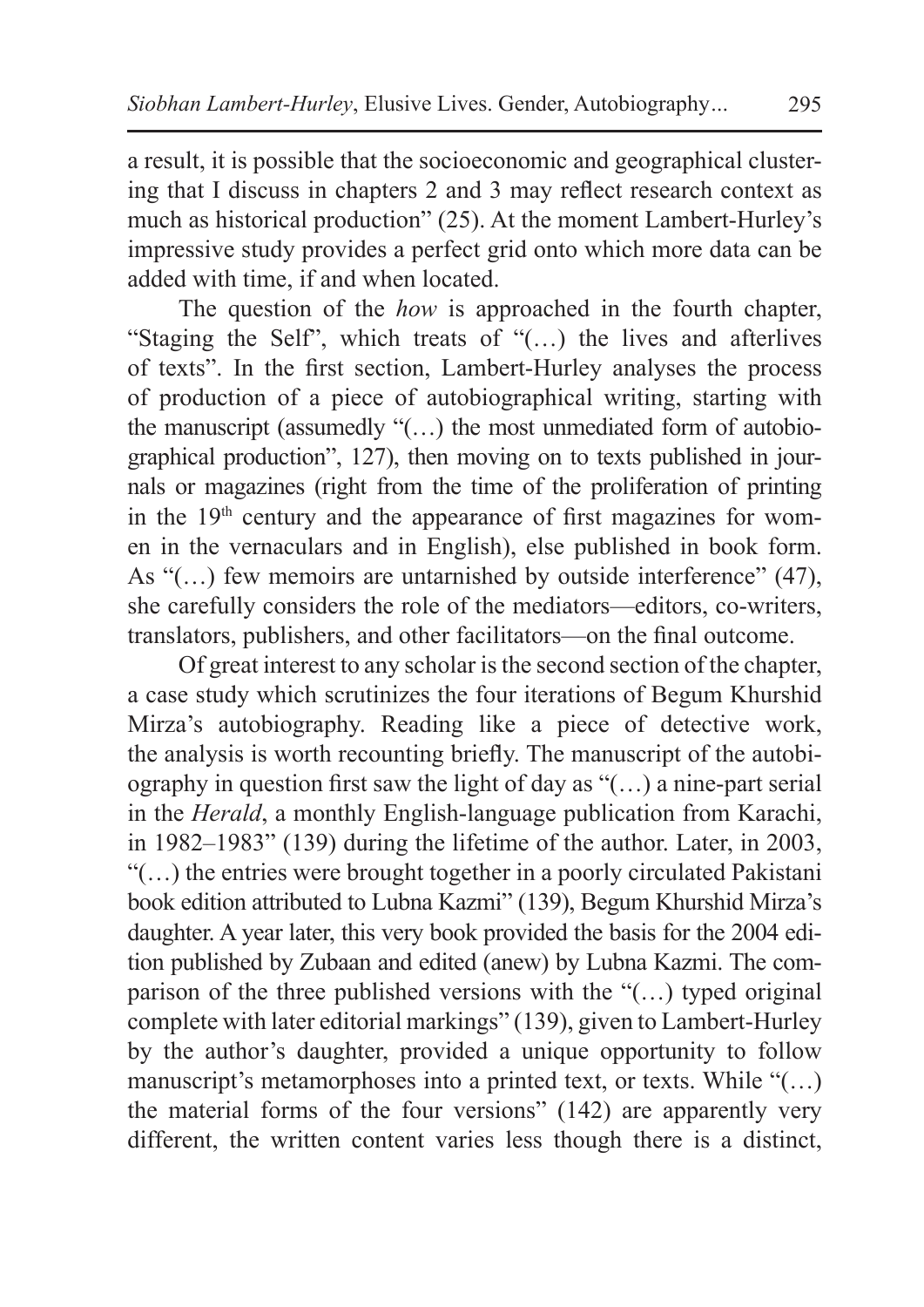a result, it is possible that the socioeconomic and geographical clustering that I discuss in chapters 2 and 3 may reflect research context as much as historical production" (25). At the moment Lambert-Hurley's impressive study provides a perfect grid onto which more data can be added with time, if and when located.

The question of the *how* is approached in the fourth chapter, "Staging the Self", which treats of "(…) the lives and afterlives of texts". In the first section, Lambert-Hurley analyses the process of production of a piece of autobiographical writing, starting with the manuscript (assumedly "(…) the most unmediated form of autobiographical production", 127), then moving on to texts published in journals or magazines (right from the time of the proliferation of printing in the 19th century and the appearance of first magazines for women in the vernaculars and in English), else published in book form. As "(…) few memoirs are untarnished by outside interference" (47), she carefully considers the role of the mediators—editors, co-writers, translators, publishers, and other facilitators—on the final outcome.

Of great interest to any scholar is the second section of the chapter, a case study which scrutinizes the four iterations of Begum Khurshid Mirza's autobiography. Reading like a piece of detective work, the analysis is worth recounting briefly. The manuscript of the autobiography in question first saw the light of day as "(…) a nine-part serial in the *Herald*, a monthly English-language publication from Karachi, in 1982–1983" (139) during the lifetime of the author. Later, in 2003, "(…) the entries were brought together in a poorly circulated Pakistani book edition attributed to Lubna Kazmi" (139), Begum Khurshid Mirza's daughter. A year later, this very book provided the basis for the 2004 edition published by Zubaan and edited (anew) by Lubna Kazmi. The comparison of the three published versions with the "(…) typed original complete with later editorial markings" (139), given to Lambert-Hurley by the author's daughter, provided a unique opportunity to follow manuscript's metamorphoses into a printed text, or texts. While "(…) the material forms of the four versions" (142) are apparently very different, the written content varies less though there is a distinct,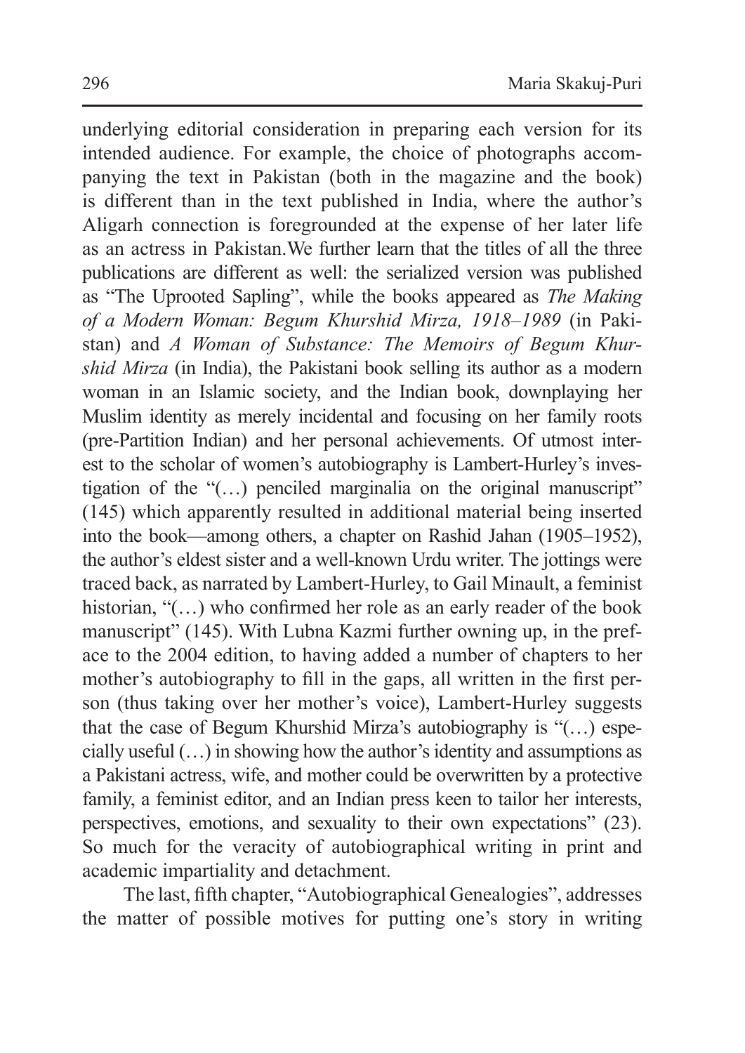underlying editorial consideration in preparing each version for its intended audience. For example, the choice of photographs accompanying the text in Pakistan (both in the magazine and the book) is different than in the text published in India, where the author's Aligarh connection is foregrounded at the expense of her later life as an actress in Pakistan.We further learn that the titles of all the three publications are different as well: the serialized version was published as "The Uprooted Sapling", while the books appeared as *The Making of a Modern Woman: Begum Khurshid Mirza, 1918–1989* (in Pakistan) and *A Woman of Substance: The Memoirs of Begum Khurshid Mirza* (in India), the Pakistani book selling its author as a modern woman in an Islamic society, and the Indian book, downplaying her Muslim identity as merely incidental and focusing on her family roots (pre-Partition Indian) and her personal achievements. Of utmost interest to the scholar of women's autobiography is Lambert-Hurley's investigation of the "(…) penciled marginalia on the original manuscript" (145) which apparently resulted in additional material being inserted into the book—among others, a chapter on Rashid Jahan (1905–1952), the author's eldest sister and a well-known Urdu writer. The jottings were traced back, as narrated by Lambert-Hurley, to Gail Minault, a feminist historian, "(…) who confirmed her role as an early reader of the book manuscript" (145). With Lubna Kazmi further owning up, in the preface to the 2004 edition, to having added a number of chapters to her mother's autobiography to fill in the gaps, all written in the first person (thus taking over her mother's voice), Lambert-Hurley suggests that the case of Begum Khurshid Mirza's autobiography is "(…) especially useful (…) in showing how the author's identity and assumptions as a Pakistani actress, wife, and mother could be overwritten by a protective family, a feminist editor, and an Indian press keen to tailor her interests, perspectives, emotions, and sexuality to their own expectations" (23). So much for the veracity of autobiographical writing in print and academic impartiality and detachment.

The last, fifth chapter, "Autobiographical Genealogies", addresses the matter of possible motives for putting one's story in writing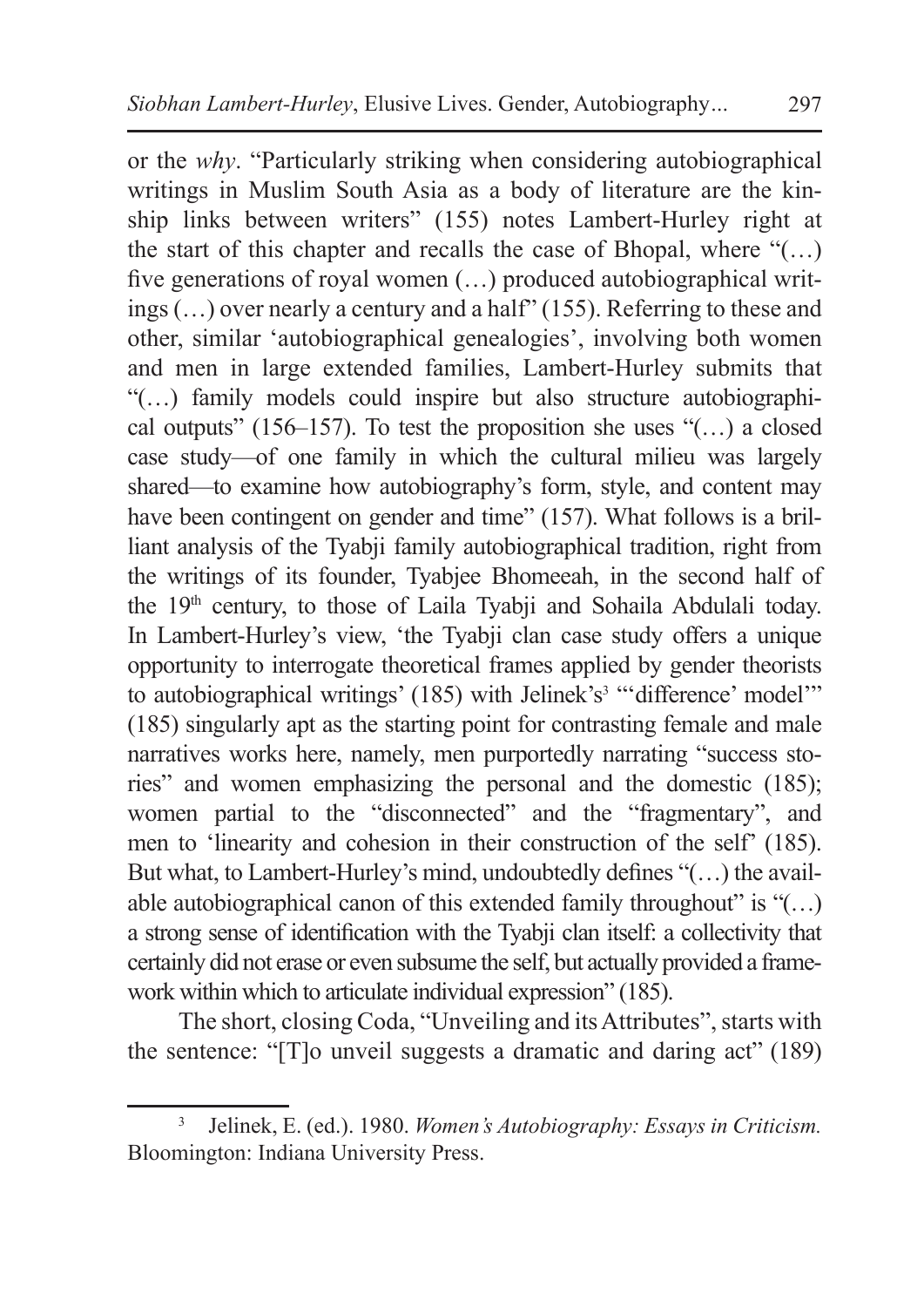or the *why*. "Particularly striking when considering autobiographical writings in Muslim South Asia as a body of literature are the kinship links between writers" (155) notes Lambert-Hurley right at the start of this chapter and recalls the case of Bhopal, where "(…) five generations of royal women (…) produced autobiographical writings (…) over nearly a century and a half" (155). Referring to these and other, similar 'autobiographical genealogies', involving both women and men in large extended families, Lambert-Hurley submits that "(…) family models could inspire but also structure autobiographical outputs" (156–157). To test the proposition she uses "(…) a closed case study—of one family in which the cultural milieu was largely shared—to examine how autobiography's form, style, and content may have been contingent on gender and time" (157). What follows is a brilliant analysis of the Tyabji family autobiographical tradition, right from the writings of its founder, Tyabjee Bhomeeah, in the second half of the 19th century, to those of Laila Tyabji and Sohaila Abdulali today. In Lambert-Hurley's view, 'the Tyabji clan case study offers a unique opportunity to interrogate theoretical frames applied by gender theorists to autobiographical writings' (185) with Jelinek's[3] "'difference' model'" (185) singularly apt as the starting point for contrasting female and male narratives works here, namely, men purportedly narrating "success stories" and women emphasizing the personal and the domestic (185); women partial to the "disconnected" and the "fragmentary", and men to 'linearity and cohesion in their construction of the self' (185). But what, to Lambert-Hurley's mind, undoubtedly defines "(…) the available autobiographical canon of this extended family throughout" is "(…) a strong sense of identification with the Tyabji clan itself: a collectivity that certainly did not erase or even subsume the self, but actually provided a framework within which to articulate individual expression" (185).

The short, closing Coda, "Unveiling and its Attributes", starts with the sentence: "[T]o unveil suggests a dramatic and daring act" (189)

[3] Jelinek, E. (ed.). 1980. *Women's Autobiography: Essays in Criticism.* Bloomington: Indiana University Press.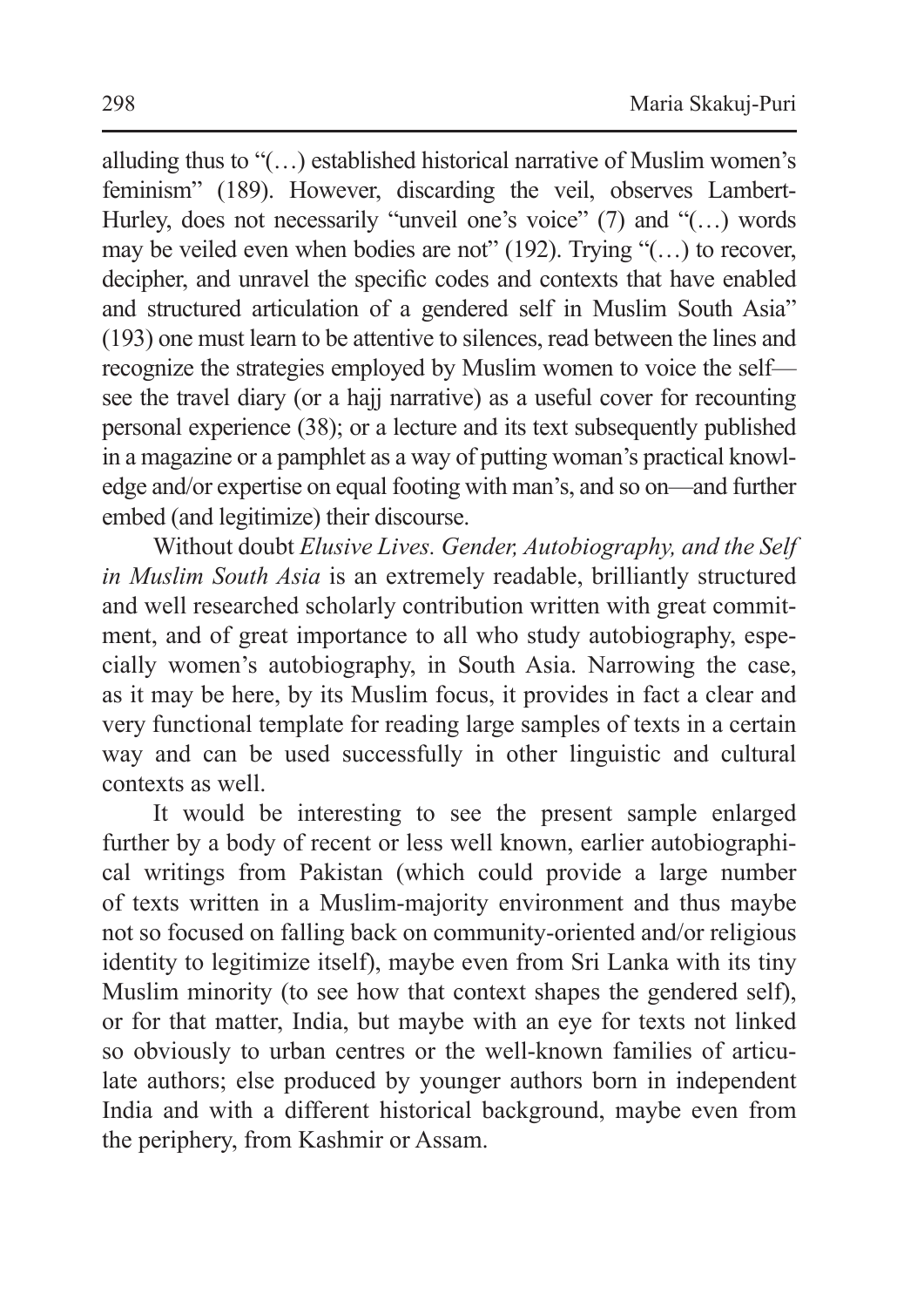alluding thus to "(…) established historical narrative of Muslim women's feminism" (189). However, discarding the veil, observes Lambert-Hurley, does not necessarily "unveil one's voice" (7) and "(…) words may be veiled even when bodies are not" (192). Trying "(…) to recover, decipher, and unravel the specific codes and contexts that have enabled and structured articulation of a gendered self in Muslim South Asia" (193) one must learn to be attentive to silences, read between the lines and recognize the strategies employed by Muslim women to voice the self—see the travel diary (or a hajj narrative) as a useful cover for recounting personal experience (38); or a lecture and its text subsequently published in a magazine or a pamphlet as a way of putting woman's practical knowledge and/or expertise on equal footing with man's, and so on—and further embed (and legitimize) their discourse.

Without doubt *Elusive Lives. Gender, Autobiography, and the Self in Muslim South Asia* is an extremely readable, brilliantly structured and well researched scholarly contribution written with great commitment, and of great importance to all who study autobiography, especially women's autobiography, in South Asia. Narrowing the case, as it may be here, by its Muslim focus, it provides in fact a clear and very functional template for reading large samples of texts in a certain way and can be used successfully in other linguistic and cultural contexts as well.

It would be interesting to see the present sample enlarged further by a body of recent or less well known, earlier autobiographical writings from Pakistan (which could provide a large number of texts written in a Muslim-majority environment and thus maybe not so focused on falling back on community-oriented and/or religious identity to legitimize itself), maybe even from Sri Lanka with its tiny Muslim minority (to see how that context shapes the gendered self), or for that matter, India, but maybe with an eye for texts not linked so obviously to urban centres or the well-known families of articulate authors; else produced by younger authors born in independent India and with a different historical background, maybe even from the periphery, from Kashmir or Assam.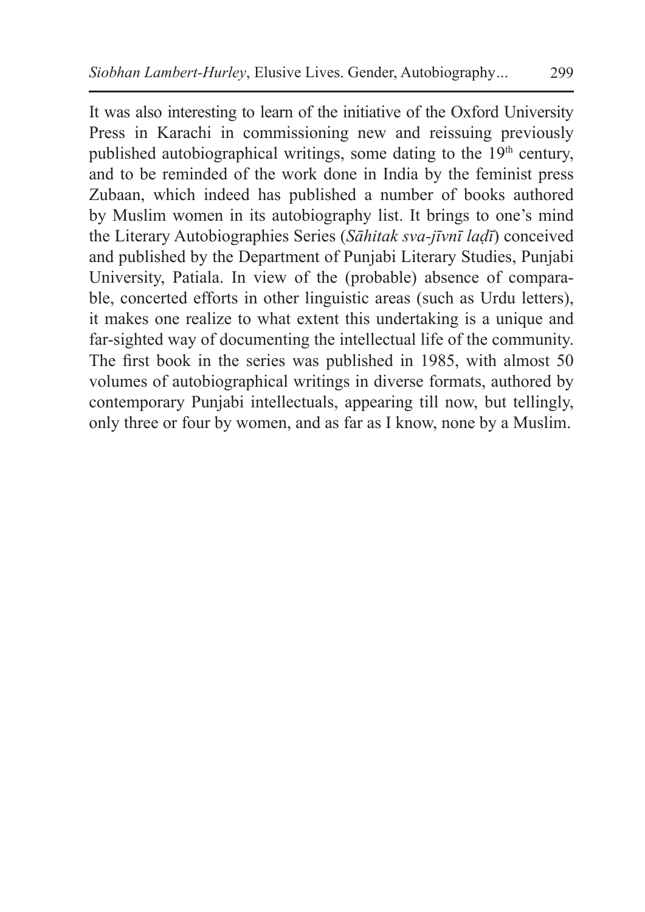It was also interesting to learn of the initiative of the Oxford University Press in Karachi in commissioning new and reissuing previously published autobiographical writings, some dating to the 19th century, and to be reminded of the work done in India by the feminist press Zubaan, which indeed has published a number of books authored by Muslim women in its autobiography list. It brings to one's mind the Literary Autobiographies Series (*Sāhitak sva-jīvnī laḍī*) conceived and published by the Department of Punjabi Literary Studies, Punjabi University, Patiala. In view of the (probable) absence of comparable, concerted efforts in other linguistic areas (such as Urdu letters), it makes one realize to what extent this undertaking is a unique and far-sighted way of documenting the intellectual life of the community. The first book in the series was published in 1985, with almost 50 volumes of autobiographical writings in diverse formats, authored by contemporary Punjabi intellectuals, appearing till now, but tellingly, only three or four by women, and as far as I know, none by a Muslim.